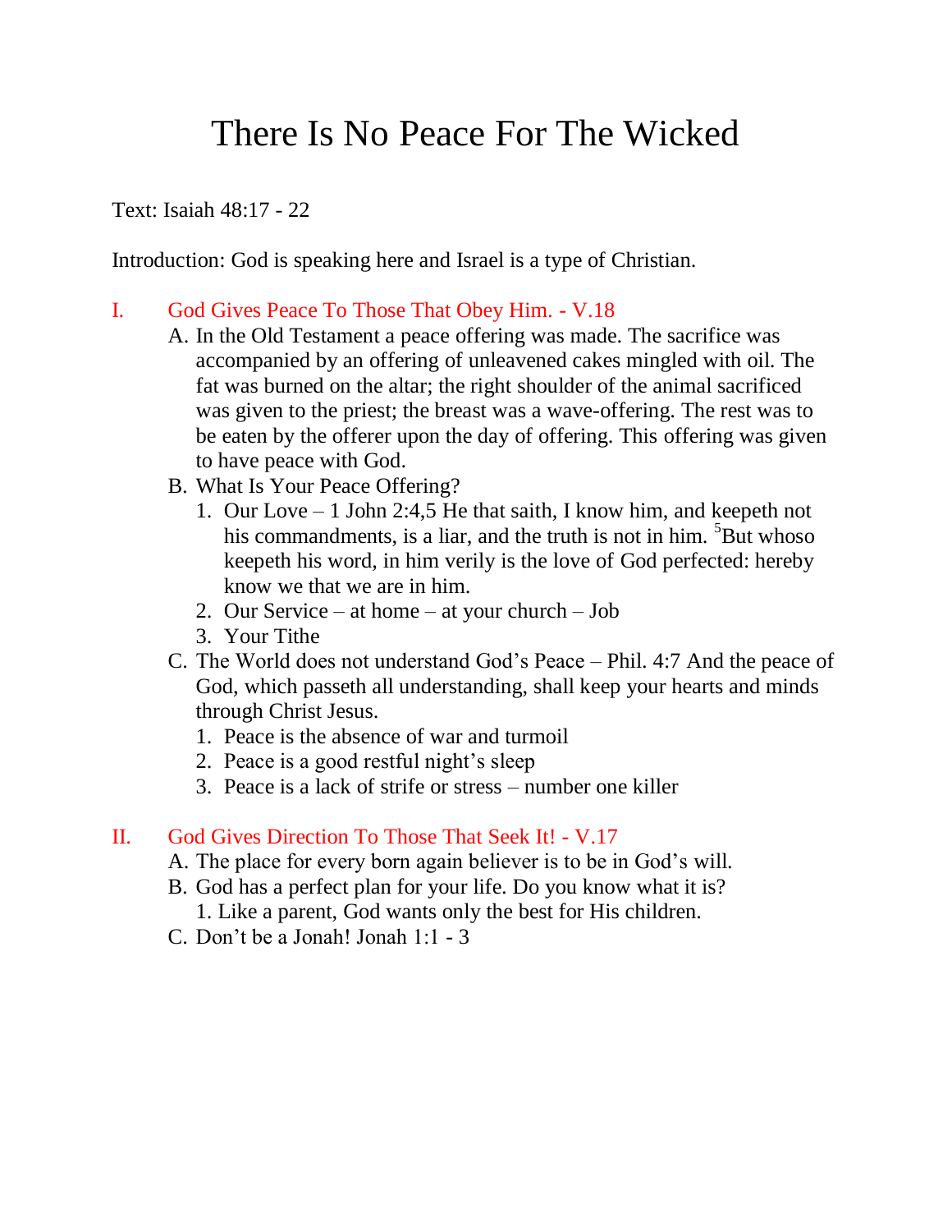# There Is No Peace For The Wicked

Text: Isaiah 48:17 - 22

Introduction: God is speaking here and Israel is a type of Christian.

## I. God Gives Peace To Those That Obey Him. - V.18

A. In the Old Testament a peace offering was made. The sacrifice was accompanied by an offering of unleavened cakes mingled with oil. The fat was burned on the altar; the right shoulder of the animal sacrificed was given to the priest; the breast was a wave-offering. The rest was to be eaten by the offerer upon the day of offering. This offering was given to have peace with God.

B. What Is Your Peace Offering?

1. Our Love – 1 John 2:4,5 He that saith, I know him, and keepeth not his commandments, is a liar, and the truth is not in him. [5]But whoso keepeth his word, in him verily is the love of God perfected: hereby know we that we are in him.
2. Our Service – at home – at your church – Job
3. Your Tithe

C. The World does not understand God's Peace – Phil. 4:7 And the peace of God, which passeth all understanding, shall keep your hearts and minds through Christ Jesus.

1. Peace is the absence of war and turmoil
2. Peace is a good restful night's sleep
3. Peace is a lack of strife or stress – number one killer

## II. God Gives Direction To Those That Seek It! - V.17

A. The place for every born again believer is to be in God's will.

B. God has a perfect plan for your life. Do you know what it is?

1. Like a parent, God wants only the best for His children.

C. Don't be a Jonah! Jonah 1:1 - 3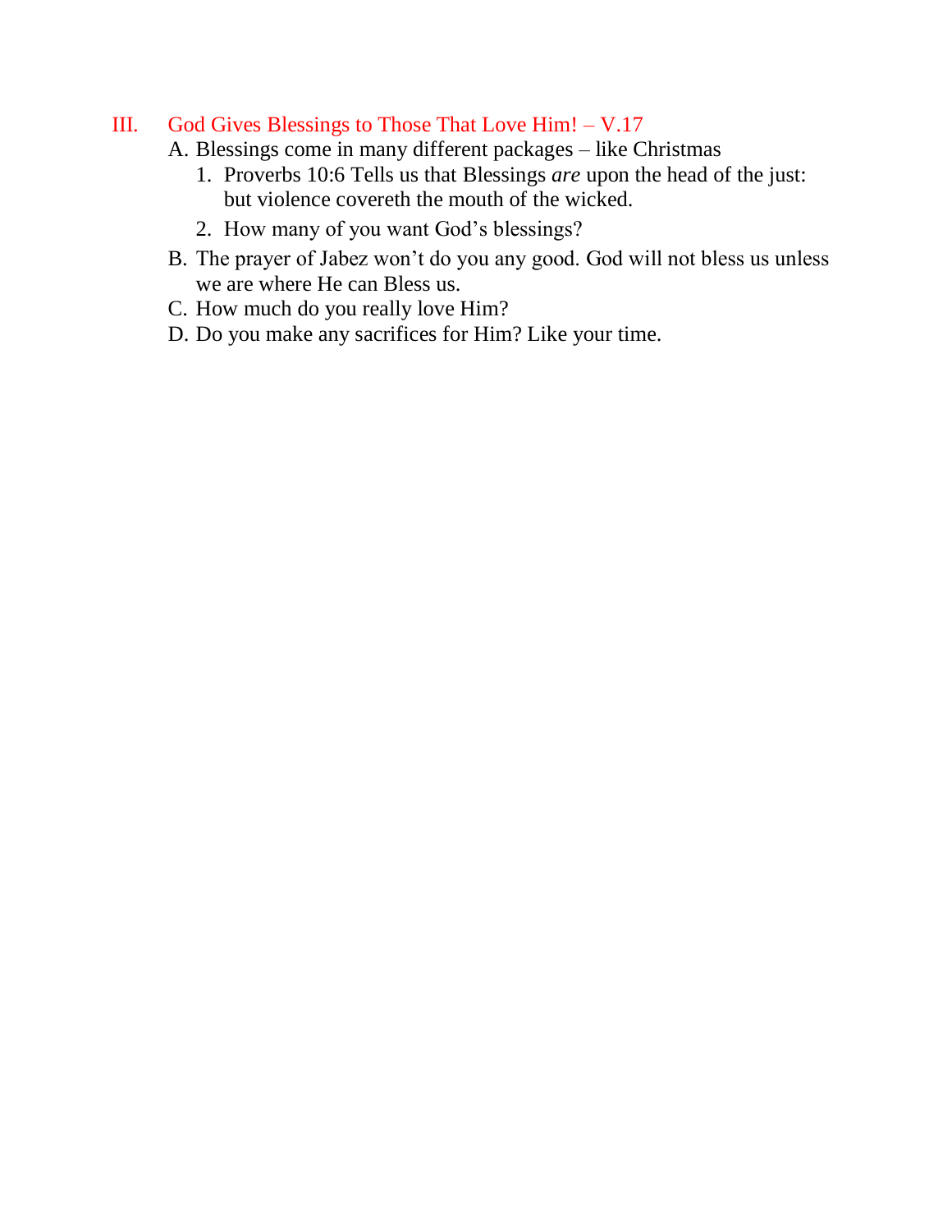## III. God Gives Blessings to Those That Love Him! – V.17

A. Blessings come in many different packages – like Christmas

1. Proverbs 10:6 Tells us that Blessings *are* upon the head of the just: but violence covereth the mouth of the wicked.
2. How many of you want God's blessings?

B. The prayer of Jabez won't do you any good. God will not bless us unless we are where He can Bless us.

C. How much do you really love Him?

D. Do you make any sacrifices for Him? Like your time.